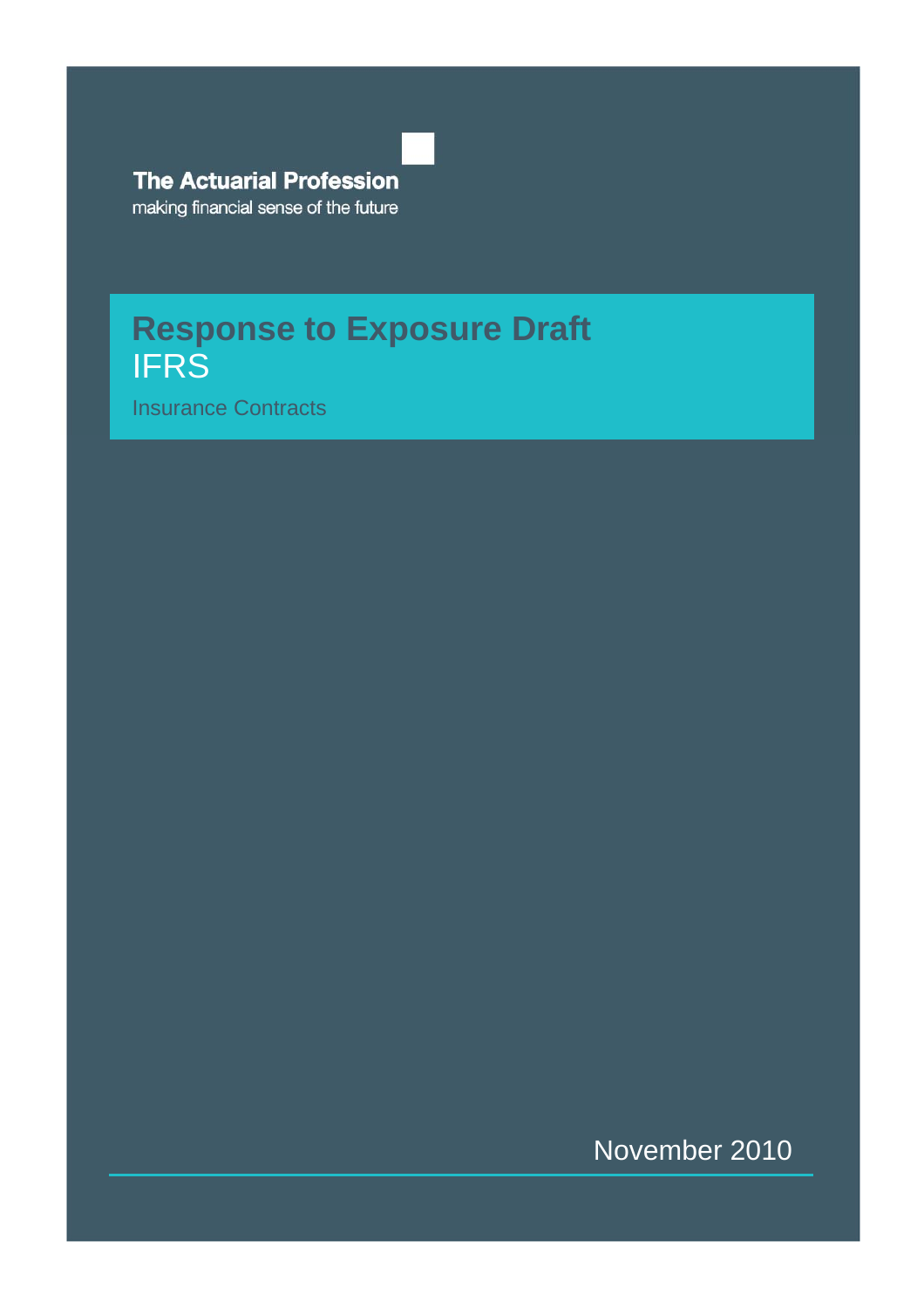**The Actuarial Profession**

making financial sense of the future

# Response to Exposure Draft IFRS

Insurance Contracts

November 2010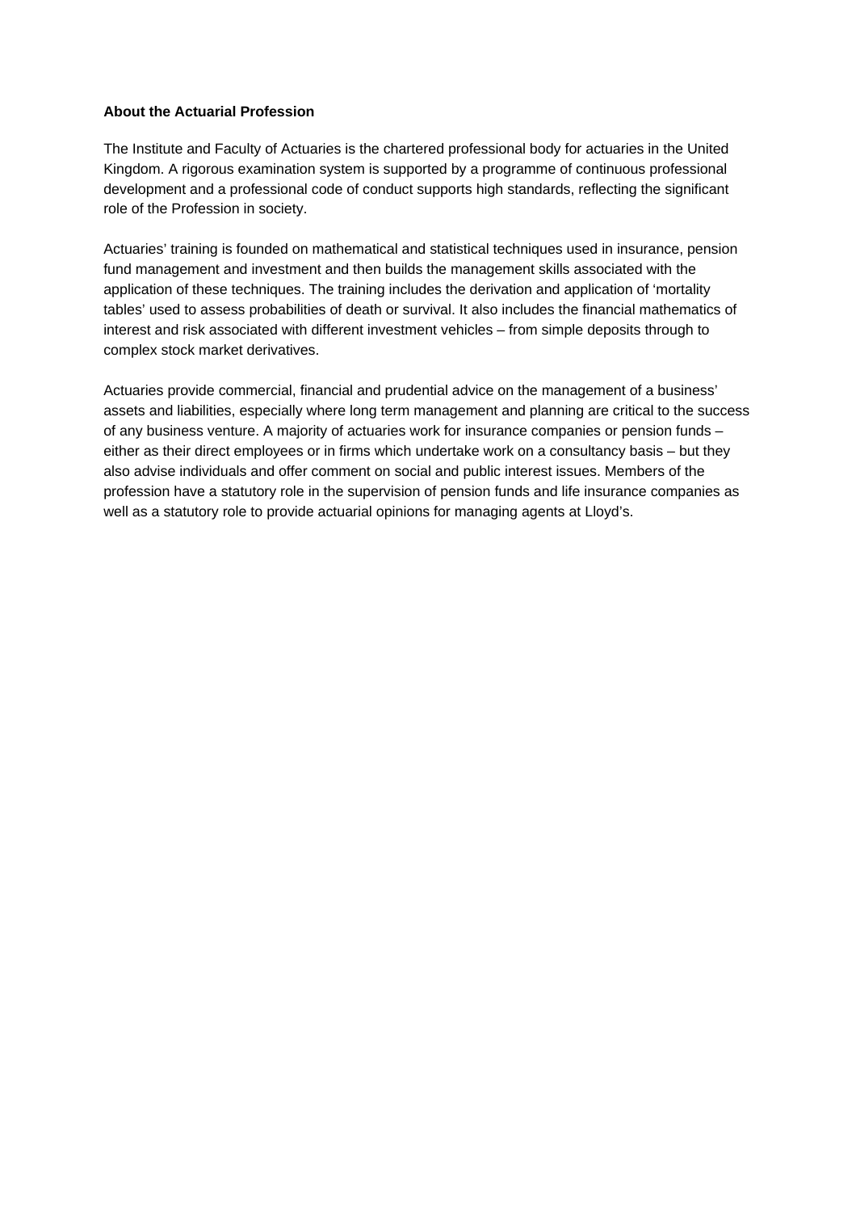**About the Actuarial Profession**

The Institute and Faculty of Actuaries is the chartered professional body for actuaries in the United Kingdom. A rigorous examination system is supported by a programme of continuous professional development and a professional code of conduct supports high standards, reflecting the significant role of the Profession in society.

Actuaries' training is founded on mathematical and statistical techniques used in insurance, pension fund management and investment and then builds the management skills associated with the application of these techniques. The training includes the derivation and application of 'mortality tables' used to assess probabilities of death or survival. It also includes the financial mathematics of interest and risk associated with different investment vehicles – from simple deposits through to complex stock market derivatives.

Actuaries provide commercial, financial and prudential advice on the management of a business' assets and liabilities, especially where long term management and planning are critical to the success of any business venture. A majority of actuaries work for insurance companies or pension funds – either as their direct employees or in firms which undertake work on a consultancy basis – but they also advise individuals and offer comment on social and public interest issues. Members of the profession have a statutory role in the supervision of pension funds and life insurance companies as well as a statutory role to provide actuarial opinions for managing agents at Lloyd's.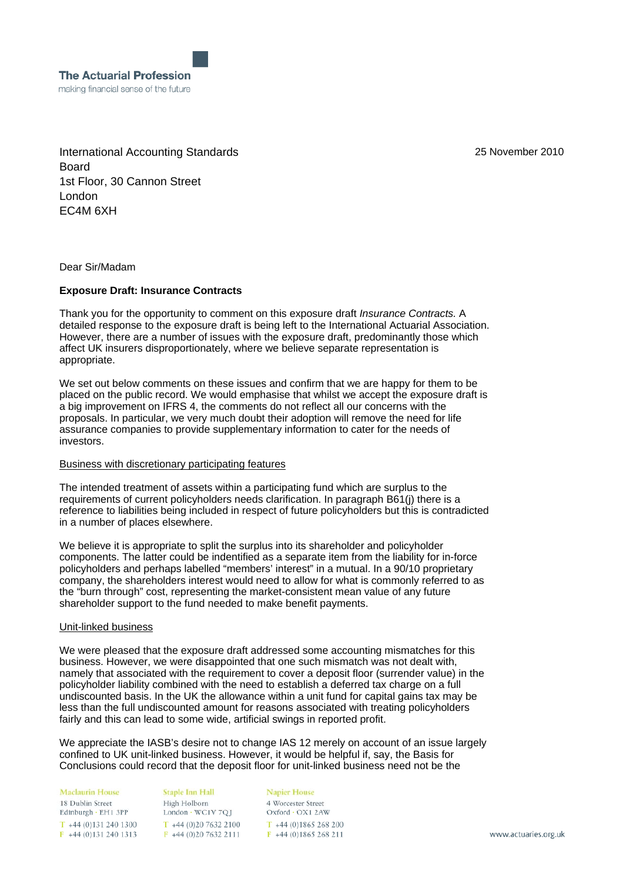**The Actuarial Profession**
making financial sense of the future

International Accounting Standards Board
1st Floor, 30 Cannon Street
London
EC4M 6XH

25 November 2010

Dear Sir/Madam

**Exposure Draft: Insurance Contracts**

Thank you for the opportunity to comment on this exposure draft *Insurance Contracts.* A detailed response to the exposure draft is being left to the International Actuarial Association. However, there are a number of issues with the exposure draft, predominantly those which affect UK insurers disproportionately, where we believe separate representation is appropriate.

We set out below comments on these issues and confirm that we are happy for them to be placed on the public record. We would emphasise that whilst we accept the exposure draft is a big improvement on IFRS 4, the comments do not reflect all our concerns with the proposals. In particular, we very much doubt their adoption will remove the need for life assurance companies to provide supplementary information to cater for the needs of investors.

Business with discretionary participating features

The intended treatment of assets within a participating fund which are surplus to the requirements of current policyholders needs clarification. In paragraph B61(j) there is a reference to liabilities being included in respect of future policyholders but this is contradicted in a number of places elsewhere.

We believe it is appropriate to split the surplus into its shareholder and policyholder components. The latter could be indentified as a separate item from the liability for in-force policyholders and perhaps labelled "members' interest" in a mutual. In a 90/10 proprietary company, the shareholders interest would need to allow for what is commonly referred to as the "burn through" cost, representing the market-consistent mean value of any future shareholder support to the fund needed to make benefit payments.

Unit-linked business

We were pleased that the exposure draft addressed some accounting mismatches for this business. However, we were disappointed that one such mismatch was not dealt with, namely that associated with the requirement to cover a deposit floor (surrender value) in the policyholder liability combined with the need to establish a deferred tax charge on a full undiscounted basis. In the UK the allowance within a unit fund for capital gains tax may be less than the full undiscounted amount for reasons associated with treating policyholders fairly and this can lead to some wide, artificial swings in reported profit.

We appreciate the IASB's desire not to change IAS 12 merely on account of an issue largely confined to UK unit-linked business. However, it would be helpful if, say, the Basis for Conclusions could record that the deposit floor for unit-linked business need not be the

Maclaurin House
18 Dublin Street
Edinburgh · EH1 3PP
T +44 (0)131 240 1300
F +44 (0)131 240 1313

Staple Inn Hall
High Holborn
London · WC1V 7QJ
T +44 (0)20 7632 2100
F +44 (0)20 7632 2111

Napier House
4 Worcester Street
Oxford · OX1 2AW
T +44 (0)1865 268 200
F +44 (0)1865 268 211

www.actuaries.org.uk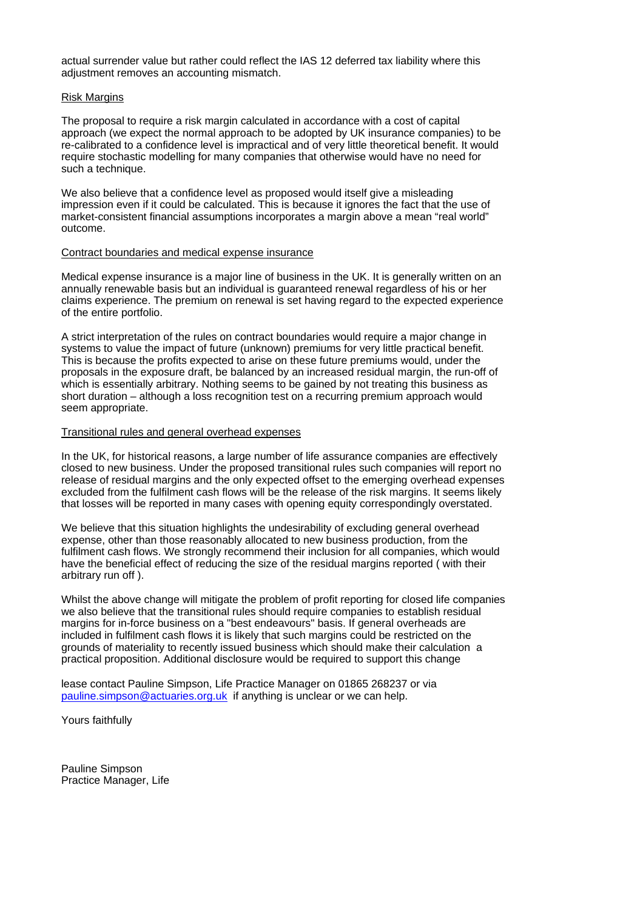actual surrender value but rather could reflect the IAS 12 deferred tax liability where this adjustment removes an accounting mismatch.

Risk Margins

The proposal to require a risk margin calculated in accordance with a cost of capital approach (we expect the normal approach to be adopted by UK insurance companies) to be re-calibrated to a confidence level is impractical and of very little theoretical benefit. It would require stochastic modelling for many companies that otherwise would have no need for such a technique.

We also believe that a confidence level as proposed would itself give a misleading impression even if it could be calculated. This is because it ignores the fact that the use of market-consistent financial assumptions incorporates a margin above a mean "real world" outcome.

Contract boundaries and medical expense insurance

Medical expense insurance is a major line of business in the UK. It is generally written on an annually renewable basis but an individual is guaranteed renewal regardless of his or her claims experience. The premium on renewal is set having regard to the expected experience of the entire portfolio.

A strict interpretation of the rules on contract boundaries would require a major change in systems to value the impact of future (unknown) premiums for very little practical benefit. This is because the profits expected to arise on these future premiums would, under the proposals in the exposure draft, be balanced by an increased residual margin, the run-off of which is essentially arbitrary. Nothing seems to be gained by not treating this business as short duration – although a loss recognition test on a recurring premium approach would seem appropriate.

Transitional rules and general overhead expenses

In the UK, for historical reasons, a large number of life assurance companies are effectively closed to new business. Under the proposed transitional rules such companies will report no release of residual margins and the only expected offset to the emerging overhead expenses excluded from the fulfilment cash flows will be the release of the risk margins. It seems likely that losses will be reported in many cases with opening equity correspondingly overstated.

We believe that this situation highlights the undesirability of excluding general overhead expense, other than those reasonably allocated to new business production, from the fulfilment cash flows. We strongly recommend their inclusion for all companies, which would have the beneficial effect of reducing the size of the residual margins reported ( with their arbitrary run off ).

Whilst the above change will mitigate the problem of profit reporting for closed life companies we also believe that the transitional rules should require companies to establish residual margins for in-force business on a "best endeavours" basis. If general overheads are included in fulfilment cash flows it is likely that such margins could be restricted on the grounds of materiality to recently issued business which should make their calculation a practical proposition. Additional disclosure would be required to support this change

lease contact Pauline Simpson, Life Practice Manager on 01865 268237 or via pauline.simpson@actuaries.org.uk if anything is unclear or we can help.

Yours faithfully

Pauline Simpson
Practice Manager, Life